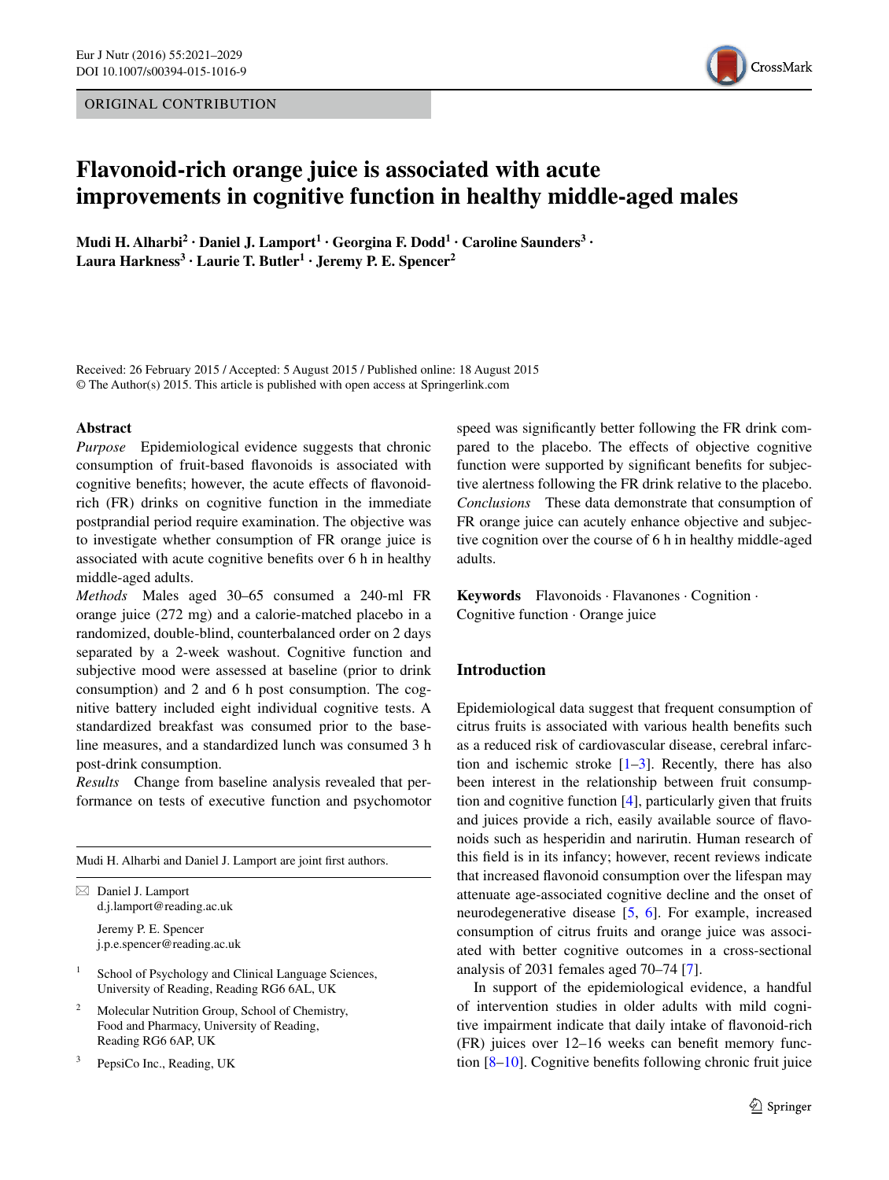ORIGINAL CONTRIBUTION

# Flavonoid-rich orange juice is associated with acute improvements in cognitive function in healthy middle-aged males

**Mudi H. Alharbi[2] · Daniel J. Lamport[1] · Georgina F. Dodd[1] · Caroline Saunders[3] · Laura Harkness[3] · Laurie T. Butler[1] · Jeremy P. E. Spencer[2]**

Received: 26 February 2015 / Accepted: 5 August 2015 / Published online: 18 August 2015
© The Author(s) 2015. This article is published with open access at Springerlink.com

## Abstract

*Purpose* Epidemiological evidence suggests that chronic consumption of fruit-based flavonoids is associated with cognitive benefits; however, the acute effects of flavonoid-rich (FR) drinks on cognitive function in the immediate postprandial period require examination. The objective was to investigate whether consumption of FR orange juice is associated with acute cognitive benefits over 6 h in healthy middle-aged adults.

*Methods* Males aged 30–65 consumed a 240-ml FR orange juice (272 mg) and a calorie-matched placebo in a randomized, double-blind, counterbalanced order on 2 days separated by a 2-week washout. Cognitive function and subjective mood were assessed at baseline (prior to drink consumption) and 2 and 6 h post consumption. The cognitive battery included eight individual cognitive tests. A standardized breakfast was consumed prior to the baseline measures, and a standardized lunch was consumed 3 h post-drink consumption.

*Results* Change from baseline analysis revealed that performance on tests of executive function and psychomotor speed was significantly better following the FR drink compared to the placebo. The effects of objective cognitive function were supported by significant benefits for subjective alertness following the FR drink relative to the placebo.

*Conclusions* These data demonstrate that consumption of FR orange juice can acutely enhance objective and subjective cognition over the course of 6 h in healthy middle-aged adults.

**Keywords** Flavonoids · Flavanones · Cognition · Cognitive function · Orange juice

Mudi H. Alharbi and Daniel J. Lamport are joint first authors.

✉ Daniel J. Lamport
d.j.lamport@reading.ac.uk

Jeremy P. E. Spencer
j.p.e.spencer@reading.ac.uk

[1] School of Psychology and Clinical Language Sciences, University of Reading, Reading RG6 6AL, UK

[2] Molecular Nutrition Group, School of Chemistry, Food and Pharmacy, University of Reading, Reading RG6 6AP, UK

[3] PepsiCo Inc., Reading, UK

## Introduction

Epidemiological data suggest that frequent consumption of citrus fruits is associated with various health benefits such as a reduced risk of cardiovascular disease, cerebral infarction and ischemic stroke [1–3]. Recently, there has also been interest in the relationship between fruit consumption and cognitive function [4], particularly given that fruits and juices provide a rich, easily available source of flavonoids such as hesperidin and narirutin. Human research of this field is in its infancy; however, recent reviews indicate that increased flavonoid consumption over the lifespan may attenuate age-associated cognitive decline and the onset of neurodegenerative disease [5, 6]. For example, increased consumption of citrus fruits and orange juice was associated with better cognitive outcomes in a cross-sectional analysis of 2031 females aged 70–74 [7].

In support of the epidemiological evidence, a handful of intervention studies in older adults with mild cognitive impairment indicate that daily intake of flavonoid-rich (FR) juices over 12–16 weeks can benefit memory function [8–10]. Cognitive benefits following chronic fruit juice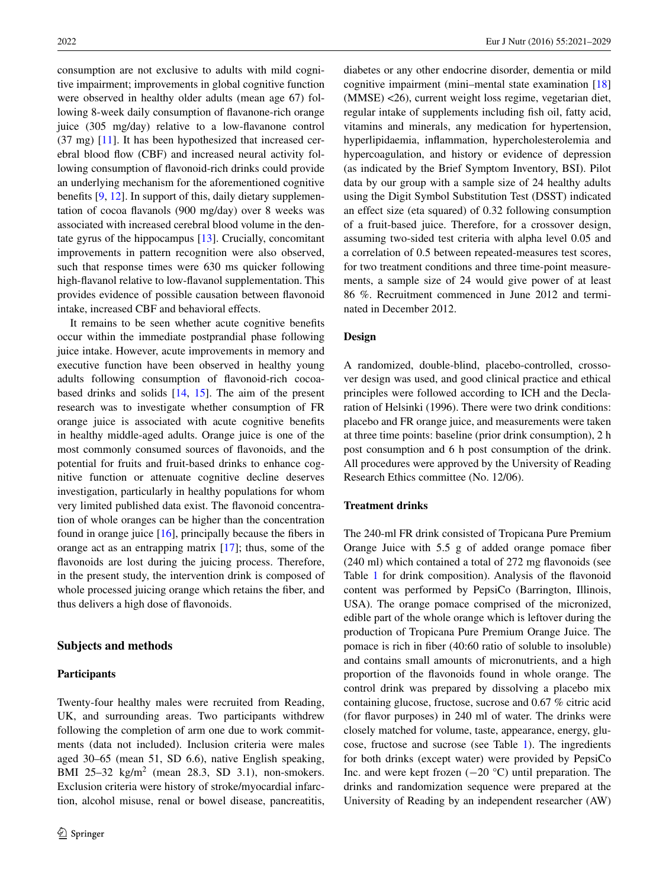consumption are not exclusive to adults with mild cognitive impairment; improvements in global cognitive function were observed in healthy older adults (mean age 67) following 8-week daily consumption of flavanone-rich orange juice (305 mg/day) relative to a low-flavanone control (37 mg) [11]. It has been hypothesized that increased cerebral blood flow (CBF) and increased neural activity following consumption of flavonoid-rich drinks could provide an underlying mechanism for the aforementioned cognitive benefits [9, 12]. In support of this, daily dietary supplementation of cocoa flavanols (900 mg/day) over 8 weeks was associated with increased cerebral blood volume in the dentate gyrus of the hippocampus [13]. Crucially, concomitant improvements in pattern recognition were also observed, such that response times were 630 ms quicker following high-flavanol relative to low-flavanol supplementation. This provides evidence of possible causation between flavonoid intake, increased CBF and behavioral effects.

It remains to be seen whether acute cognitive benefits occur within the immediate postprandial phase following juice intake. However, acute improvements in memory and executive function have been observed in healthy young adults following consumption of flavonoid-rich cocoa-based drinks and solids [14, 15]. The aim of the present research was to investigate whether consumption of FR orange juice is associated with acute cognitive benefits in healthy middle-aged adults. Orange juice is one of the most commonly consumed sources of flavonoids, and the potential for fruits and fruit-based drinks to enhance cognitive function or attenuate cognitive decline deserves investigation, particularly in healthy populations for whom very limited published data exist. The flavonoid concentration of whole oranges can be higher than the concentration found in orange juice [16], principally because the fibers in orange act as an entrapping matrix [17]; thus, some of the flavonoids are lost during the juicing process. Therefore, in the present study, the intervention drink is composed of whole processed juicing orange which retains the fiber, and thus delivers a high dose of flavonoids.

## Subjects and methods

### Participants

Twenty-four healthy males were recruited from Reading, UK, and surrounding areas. Two participants withdrew following the completion of arm one due to work commitments (data not included). Inclusion criteria were males aged 30–65 (mean 51, SD 6.6), native English speaking, BMI 25–32 kg/m$^2$ (mean 28.3, SD 3.1), non-smokers. Exclusion criteria were history of stroke/myocardial infarction, alcohol misuse, renal or bowel disease, pancreatitis, diabetes or any other endocrine disorder, dementia or mild cognitive impairment (mini–mental state examination [18] (MMSE) <26), current weight loss regime, vegetarian diet, regular intake of supplements including fish oil, fatty acid, vitamins and minerals, any medication for hypertension, hyperlipidaemia, inflammation, hypercholesterolemia and hypercoagulation, and history or evidence of depression (as indicated by the Brief Symptom Inventory, BSI). Pilot data by our group with a sample size of 24 healthy adults using the Digit Symbol Substitution Test (DSST) indicated an effect size (eta squared) of 0.32 following consumption of a fruit-based juice. Therefore, for a crossover design, assuming two-sided test criteria with alpha level 0.05 and a correlation of 0.5 between repeated-measures test scores, for two treatment conditions and three time-point measurements, a sample size of 24 would give power of at least 86 %. Recruitment commenced in June 2012 and terminated in December 2012.

### Design

A randomized, double-blind, placebo-controlled, crossover design was used, and good clinical practice and ethical principles were followed according to ICH and the Declaration of Helsinki (1996). There were two drink conditions: placebo and FR orange juice, and measurements were taken at three time points: baseline (prior drink consumption), 2 h post consumption and 6 h post consumption of the drink. All procedures were approved by the University of Reading Research Ethics committee (No. 12/06).

### Treatment drinks

The 240-ml FR drink consisted of Tropicana Pure Premium Orange Juice with 5.5 g of added orange pomace fiber (240 ml) which contained a total of 272 mg flavonoids (see Table 1 for drink composition). Analysis of the flavonoid content was performed by PepsiCo (Barrington, Illinois, USA). The orange pomace comprised of the micronized, edible part of the whole orange which is leftover during the production of Tropicana Pure Premium Orange Juice. The pomace is rich in fiber (40:60 ratio of soluble to insoluble) and contains small amounts of micronutrients, and a high proportion of the flavonoids found in whole orange. The control drink was prepared by dissolving a placebo mix containing glucose, fructose, sucrose and 0.67 % citric acid (for flavor purposes) in 240 ml of water. The drinks were closely matched for volume, taste, appearance, energy, glucose, fructose and sucrose (see Table 1). The ingredients for both drinks (except water) were provided by PepsiCo Inc. and were kept frozen (−20 °C) until preparation. The drinks and randomization sequence were prepared at the University of Reading by an independent researcher (AW)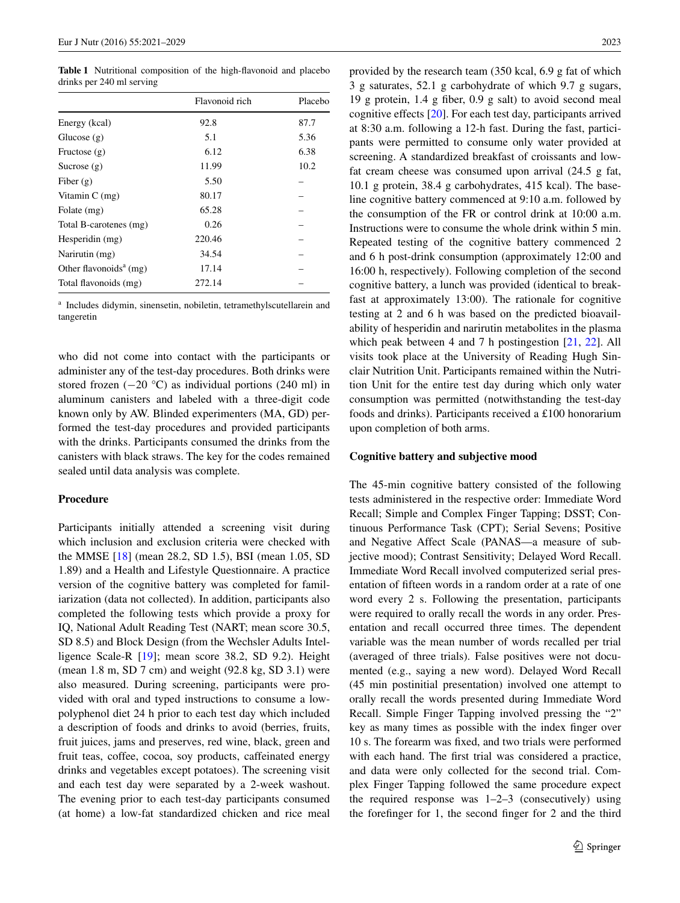**Table 1** Nutritional composition of the high-flavonoid and placebo drinks per 240 ml serving

| | Flavonoid rich | Placebo |
|---|---|---|
| Energy (kcal) | 92.8 | 87.7 |
| Glucose (g) | 5.1 | 5.36 |
| Fructose (g) | 6.12 | 6.38 |
| Sucrose (g) | 11.99 | 10.2 |
| Fiber (g) | 5.50 | – |
| Vitamin C (mg) | 80.17 | – |
| Folate (mg) | 65.28 | – |
| Total B-carotenes (mg) | 0.26 | – |
| Hesperidin (mg) | 220.46 | – |
| Narirutin (mg) | 34.54 | – |
| Other flavonoids[a] (mg) | 17.14 | – |
| Total flavonoids (mg) | 272.14 | – |

[a] Includes didymin, sinensetin, nobiletin, tetramethylscutellarein and tangeretin

who did not come into contact with the participants or administer any of the test-day procedures. Both drinks were stored frozen (−20 °C) as individual portions (240 ml) in aluminum canisters and labeled with a three-digit code known only by AW. Blinded experimenters (MA, GD) performed the test-day procedures and provided participants with the drinks. Participants consumed the drinks from the canisters with black straws. The key for the codes remained sealed until data analysis was complete.

### Procedure

Participants initially attended a screening visit during which inclusion and exclusion criteria were checked with the MMSE [18] (mean 28.2, SD 1.5), BSI (mean 1.05, SD 1.89) and a Health and Lifestyle Questionnaire. A practice version of the cognitive battery was completed for familiarization (data not collected). In addition, participants also completed the following tests which provide a proxy for IQ, National Adult Reading Test (NART; mean score 30.5, SD 8.5) and Block Design (from the Wechsler Adults Intelligence Scale-R [19]; mean score 38.2, SD 9.2). Height (mean 1.8 m, SD 7 cm) and weight (92.8 kg, SD 3.1) were also measured. During screening, participants were provided with oral and typed instructions to consume a low-polyphenol diet 24 h prior to each test day which included a description of foods and drinks to avoid (berries, fruits, fruit juices, jams and preserves, red wine, black, green and fruit teas, coffee, cocoa, soy products, caffeinated energy drinks and vegetables except potatoes). The screening visit and each test day were separated by a 2-week washout. The evening prior to each test-day participants consumed (at home) a low-fat standardized chicken and rice meal provided by the research team (350 kcal, 6.9 g fat of which 3 g saturates, 52.1 g carbohydrate of which 9.7 g sugars, 19 g protein, 1.4 g fiber, 0.9 g salt) to avoid second meal cognitive effects [20]. For each test day, participants arrived at 8:30 a.m. following a 12-h fast. During the fast, participants were permitted to consume only water provided at screening. A standardized breakfast of croissants and low-fat cream cheese was consumed upon arrival (24.5 g fat, 10.1 g protein, 38.4 g carbohydrates, 415 kcal). The baseline cognitive battery commenced at 9:10 a.m. followed by the consumption of the FR or control drink at 10:00 a.m. Instructions were to consume the whole drink within 5 min. Repeated testing of the cognitive battery commenced 2 and 6 h post-drink consumption (approximately 12:00 and 16:00 h, respectively). Following completion of the second cognitive battery, a lunch was provided (identical to breakfast at approximately 13:00). The rationale for cognitive testing at 2 and 6 h was based on the predicted bioavailability of hesperidin and narirutin metabolites in the plasma which peak between 4 and 7 h postingestion [21, 22]. All visits took place at the University of Reading Hugh Sinclair Nutrition Unit. Participants remained within the Nutrition Unit for the entire test day during which only water consumption was permitted (notwithstanding the test-day foods and drinks). Participants received a £100 honorarium upon completion of both arms.

### Cognitive battery and subjective mood

The 45-min cognitive battery consisted of the following tests administered in the respective order: Immediate Word Recall; Simple and Complex Finger Tapping; DSST; Continuous Performance Task (CPT); Serial Sevens; Positive and Negative Affect Scale (PANAS—a measure of subjective mood); Contrast Sensitivity; Delayed Word Recall. Immediate Word Recall involved computerized serial presentation of fifteen words in a random order at a rate of one word every 2 s. Following the presentation, participants were required to orally recall the words in any order. Presentation and recall occurred three times. The dependent variable was the mean number of words recalled per trial (averaged of three trials). False positives were not documented (e.g., saying a new word). Delayed Word Recall (45 min postinitial presentation) involved one attempt to orally recall the words presented during Immediate Word Recall. Simple Finger Tapping involved pressing the "2" key as many times as possible with the index finger over 10 s. The forearm was fixed, and two trials were performed with each hand. The first trial was considered a practice, and data were only collected for the second trial. Complex Finger Tapping followed the same procedure expect the required response was 1–2–3 (consecutively) using the forefinger for 1, the second finger for 2 and the third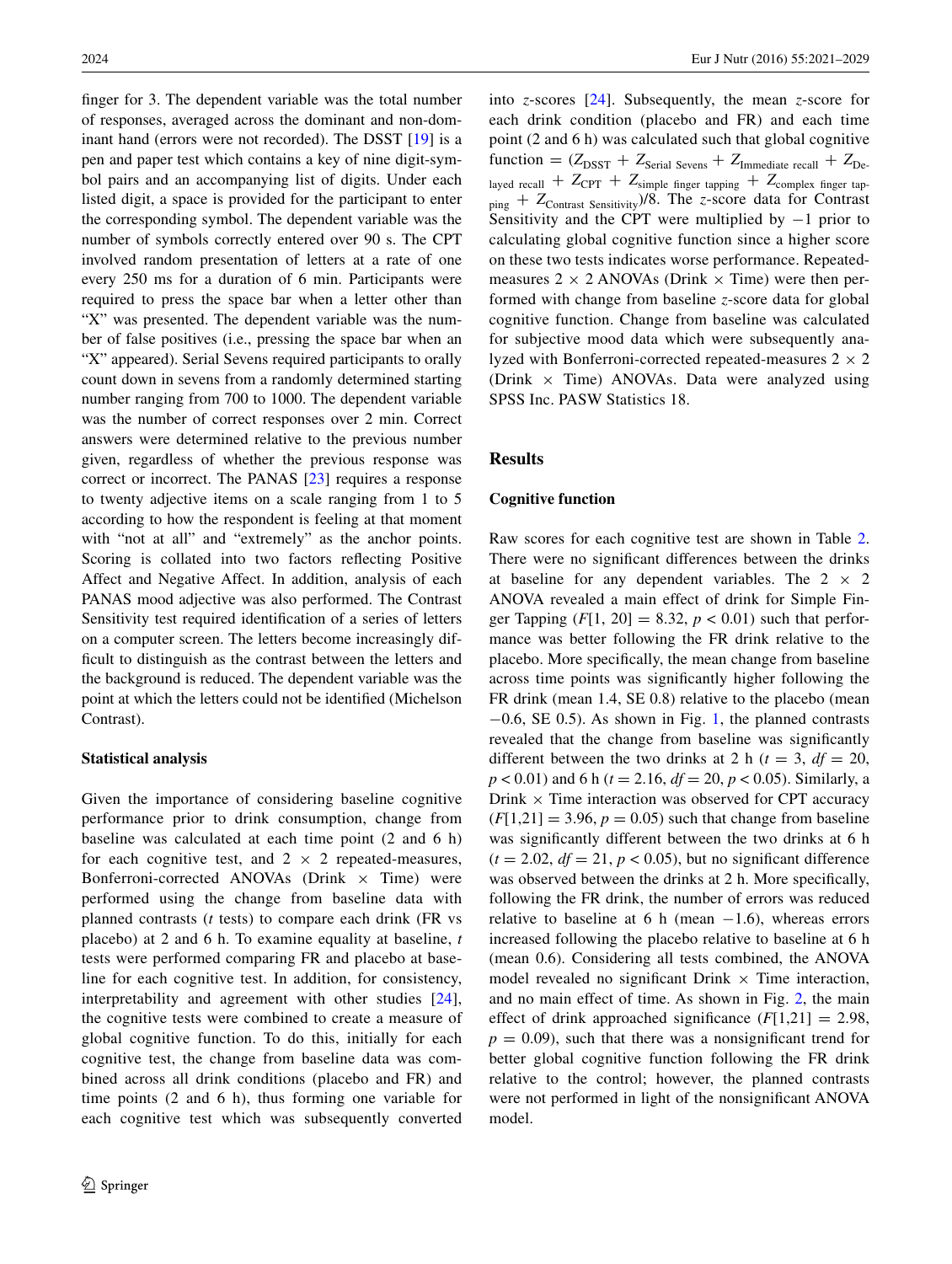finger for 3. The dependent variable was the total number of responses, averaged across the dominant and non-dominant hand (errors were not recorded). The DSST [19] is a pen and paper test which contains a key of nine digit-symbol pairs and an accompanying list of digits. Under each listed digit, a space is provided for the participant to enter the corresponding symbol. The dependent variable was the number of symbols correctly entered over 90 s. The CPT involved random presentation of letters at a rate of one every 250 ms for a duration of 6 min. Participants were required to press the space bar when a letter other than "X" was presented. The dependent variable was the number of false positives (i.e., pressing the space bar when an "X" appeared). Serial Sevens required participants to orally count down in sevens from a randomly determined starting number ranging from 700 to 1000. The dependent variable was the number of correct responses over 2 min. Correct answers were determined relative to the previous number given, regardless of whether the previous response was correct or incorrect. The PANAS [23] requires a response to twenty adjective items on a scale ranging from 1 to 5 according to how the respondent is feeling at that moment with "not at all" and "extremely" as the anchor points. Scoring is collated into two factors reflecting Positive Affect and Negative Affect. In addition, analysis of each PANAS mood adjective was also performed. The Contrast Sensitivity test required identification of a series of letters on a computer screen. The letters become increasingly difficult to distinguish as the contrast between the letters and the background is reduced. The dependent variable was the point at which the letters could not be identified (Michelson Contrast).

### Statistical analysis

Given the importance of considering baseline cognitive performance prior to drink consumption, change from baseline was calculated at each time point (2 and 6 h) for each cognitive test, and 2 × 2 repeated-measures, Bonferroni-corrected ANOVAs (Drink × Time) were performed using the change from baseline data with planned contrasts (*t* tests) to compare each drink (FR vs placebo) at 2 and 6 h. To examine equality at baseline, *t* tests were performed comparing FR and placebo at baseline for each cognitive test. In addition, for consistency, interpretability and agreement with other studies [24], the cognitive tests were combined to create a measure of global cognitive function. To do this, initially for each cognitive test, the change from baseline data was combined across all drink conditions (placebo and FR) and time points (2 and 6 h), thus forming one variable for each cognitive test which was subsequently converted into *z*-scores [24]. Subsequently, the mean *z*-score for each drink condition (placebo and FR) and each time point (2 and 6 h) was calculated such that global cognitive function = $(Z_{\text{DSST}} + Z_{\text{Serial Sevens}} + Z_{\text{Immediate recall}} + Z_{\text{Delayed recall}} + Z_{\text{CPT}} + Z_{\text{simple finger tapping}} + Z_{\text{complex finger tapping}} + Z_{\text{Contrast Sensitivity}})/8$. The *z*-score data for Contrast Sensitivity and the CPT were multiplied by −1 prior to calculating global cognitive function since a higher score on these two tests indicates worse performance. Repeated-measures 2 × 2 ANOVAs (Drink × Time) were then performed with change from baseline *z*-score data for global cognitive function. Change from baseline was calculated for subjective mood data which were subsequently analyzed with Bonferroni-corrected repeated-measures 2 × 2 (Drink × Time) ANOVAs. Data were analyzed using SPSS Inc. PASW Statistics 18.

## Results

### Cognitive function

Raw scores for each cognitive test are shown in Table 2. There were no significant differences between the drinks at baseline for any dependent variables. The 2 × 2 ANOVA revealed a main effect of drink for Simple Finger Tapping ($F[1, 20] = 8.32$, $p < 0.01$) such that performance was better following the FR drink relative to the placebo. More specifically, the mean change from baseline across time points was significantly higher following the FR drink (mean 1.4, SE 0.8) relative to the placebo (mean −0.6, SE 0.5). As shown in Fig. 1, the planned contrasts revealed that the change from baseline was significantly different between the two drinks at 2 h ($t = 3$, $df = 20$, $p < 0.01$) and 6 h ($t = 2.16$, $df = 20$, $p < 0.05$). Similarly, a Drink × Time interaction was observed for CPT accuracy ($F[1,21] = 3.96$, $p = 0.05$) such that change from baseline was significantly different between the two drinks at 6 h ($t = 2.02$, $df = 21$, $p < 0.05$), but no significant difference was observed between the drinks at 2 h. More specifically, following the FR drink, the number of errors was reduced relative to baseline at 6 h (mean −1.6), whereas errors increased following the placebo relative to baseline at 6 h (mean 0.6). Considering all tests combined, the ANOVA model revealed no significant Drink × Time interaction, and no main effect of time. As shown in Fig. 2, the main effect of drink approached significance ($F[1,21] = 2.98$, $p = 0.09$), such that there was a nonsignificant trend for better global cognitive function following the FR drink relative to the control; however, the planned contrasts were not performed in light of the nonsignificant ANOVA model.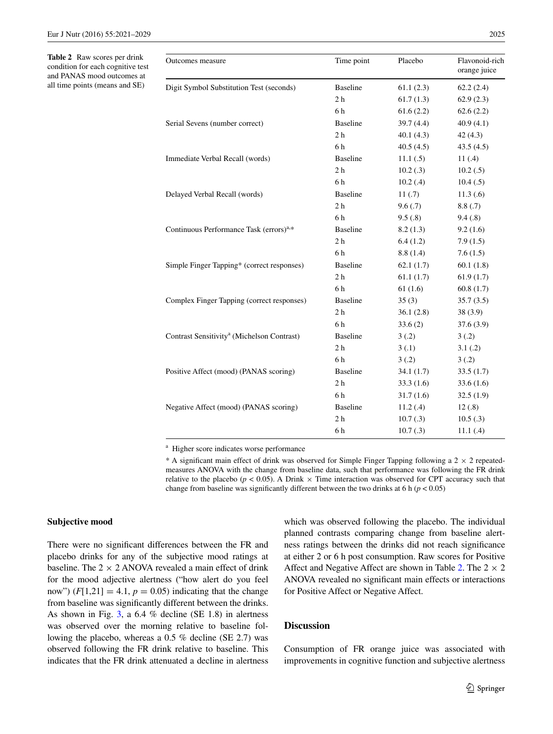**Table 2** Raw scores per drink condition for each cognitive test and PANAS mood outcomes at all time points (means and SE)

| Outcomes measure | Time point | Placebo | Flavonoid-rich orange juice |
|---|---|---|---|
| Digit Symbol Substitution Test (seconds) | Baseline | 61.1 (2.3) | 62.2 (2.4) |
| | 2 h | 61.7 (1.3) | 62.9 (2.3) |
| | 6 h | 61.6 (2.2) | 62.6 (2.2) |
| Serial Sevens (number correct) | Baseline | 39.7 (4.4) | 40.9 (4.1) |
| | 2 h | 40.1 (4.3) | 42 (4.3) |
| | 6 h | 40.5 (4.5) | 43.5 (4.5) |
| Immediate Verbal Recall (words) | Baseline | 11.1 (.5) | 11 (.4) |
| | 2 h | 10.2 (.3) | 10.2 (.5) |
| | 6 h | 10.2 (.4) | 10.4 (.5) |
| Delayed Verbal Recall (words) | Baseline | 11 (.7) | 11.3 (.6) |
| | 2 h | 9.6 (.7) | 8.8 (.7) |
| | 6 h | 9.5 (.8) | 9.4 (.8) |
| Continuous Performance Task (errors)[a,*] | Baseline | 8.2 (1.3) | 9.2 (1.6) |
| | 2 h | 6.4 (1.2) | 7.9 (1.5) |
| | 6 h | 8.8 (1.4) | 7.6 (1.5) |
| Simple Finger Tapping* (correct responses) | Baseline | 62.1 (1.7) | 60.1 (1.8) |
| | 2 h | 61.1 (1.7) | 61.9 (1.7) |
| | 6 h | 61 (1.6) | 60.8 (1.7) |
| Complex Finger Tapping (correct responses) | Baseline | 35 (3) | 35.7 (3.5) |
| | 2 h | 36.1 (2.8) | 38 (3.9) |
| | 6 h | 33.6 (2) | 37.6 (3.9) |
| Contrast Sensitivity[a] (Michelson Contrast) | Baseline | 3 (.2) | 3 (.2) |
| | 2 h | 3 (.1) | 3.1 (.2) |
| | 6 h | 3 (.2) | 3 (.2) |
| Positive Affect (mood) (PANAS scoring) | Baseline | 34.1 (1.7) | 33.5 (1.7) |
| | 2 h | 33.3 (1.6) | 33.6 (1.6) |
| | 6 h | 31.7 (1.6) | 32.5 (1.9) |
| Negative Affect (mood) (PANAS scoring) | Baseline | 11.2 (.4) | 12 (.8) |
| | 2 h | 10.7 (.3) | 10.5 (.3) |
| | 6 h | 10.7 (.3) | 11.1 (.4) |

[a] Higher score indicates worse performance

* A significant main effect of drink was observed for Simple Finger Tapping following a 2 × 2 repeated-measures ANOVA with the change from baseline data, such that performance was following the FR drink relative to the placebo ($p < 0.05$). A Drink × Time interaction was observed for CPT accuracy such that change from baseline was significantly different between the two drinks at 6 h ($p < 0.05$)

### Subjective mood

There were no significant differences between the FR and placebo drinks for any of the subjective mood ratings at baseline. The 2 × 2 ANOVA revealed a main effect of drink for the mood adjective alertness ("how alert do you feel now") ($F[1,21] = 4.1$, $p = 0.05$) indicating that the change from baseline was significantly different between the drinks. As shown in Fig. 3, a 6.4 % decline (SE 1.8) in alertness was observed over the morning relative to baseline following the placebo, whereas a 0.5 % decline (SE 2.7) was observed following the FR drink relative to baseline. This indicates that the FR drink attenuated a decline in alertness which was observed following the placebo. The individual planned contrasts comparing change from baseline alertness ratings between the drinks did not reach significance at either 2 or 6 h post consumption. Raw scores for Positive Affect and Negative Affect are shown in Table 2. The 2 × 2 ANOVA revealed no significant main effects or interactions for Positive Affect or Negative Affect.

## Discussion

Consumption of FR orange juice was associated with improvements in cognitive function and subjective alertness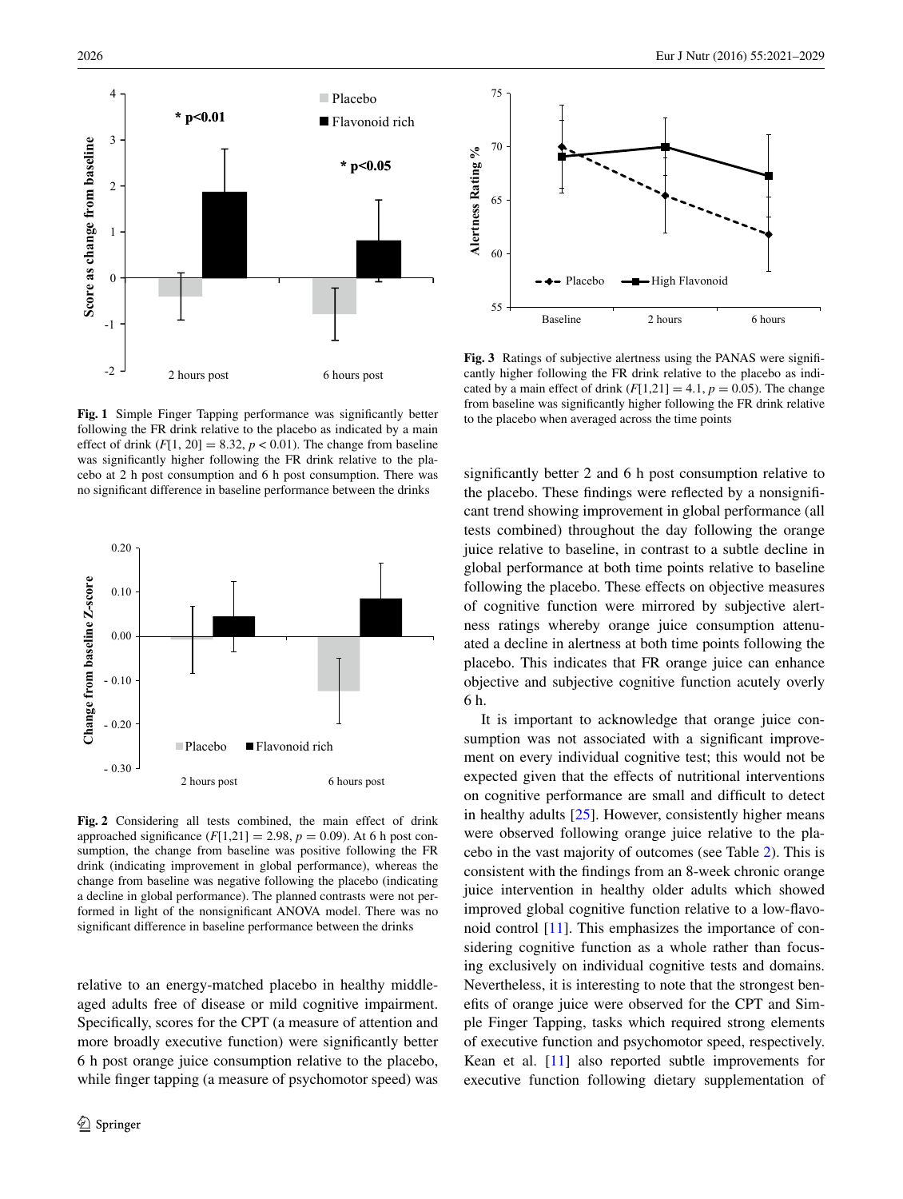Fig. 1 Simple Finger Tapping performance was significantly better following the FR drink relative to the placebo as indicated by a main effect of drink ($F[1, 20] = 8.32$, $p < 0.01$). The change from baseline was significantly higher following the FR drink relative to the placebo at 2 h post consumption and 6 h post consumption. There was no significant difference in baseline performance between the drinks

Fig. 2 Considering all tests combined, the main effect of drink approached significance ($F[1,21] = 2.98$, $p = 0.09$). At 6 h post consumption, the change from baseline was positive following the FR drink (indicating improvement in global performance), whereas the change from baseline was negative following the placebo (indicating a decline in global performance). The planned contrasts were not performed in light of the nonsignificant ANOVA model. There was no significant difference in baseline performance between the drinks

Fig. 3 Ratings of subjective alertness using the PANAS were significantly higher following the FR drink relative to the placebo as indicated by a main effect of drink ($F[1,21] = 4.1$, $p = 0.05$). The change from baseline was significantly higher following the FR drink relative to the placebo when averaged across the time points

relative to an energy-matched placebo in healthy middle-aged adults free of disease or mild cognitive impairment. Specifically, scores for the CPT (a measure of attention and more broadly executive function) were significantly better 6 h post orange juice consumption relative to the placebo, while finger tapping (a measure of psychomotor speed) was significantly better 2 and 6 h post consumption relative to the placebo. These findings were reflected by a nonsignificant trend showing improvement in global performance (all tests combined) throughout the day following the orange juice relative to baseline, in contrast to a subtle decline in global performance at both time points relative to baseline following the placebo. These effects on objective measures of cognitive function were mirrored by subjective alertness ratings whereby orange juice consumption attenuated a decline in alertness at both time points following the placebo. This indicates that FR orange juice can enhance objective and subjective cognitive function acutely overly 6 h.

It is important to acknowledge that orange juice consumption was not associated with a significant improvement on every individual cognitive test; this would not be expected given that the effects of nutritional interventions on cognitive performance are small and difficult to detect in healthy adults [25]. However, consistently higher means were observed following orange juice relative to the placebo in the vast majority of outcomes (see Table 2). This is consistent with the findings from an 8-week chronic orange juice intervention in healthy older adults which showed improved global cognitive function relative to a low-flavonoid control [11]. This emphasizes the importance of considering cognitive function as a whole rather than focusing exclusively on individual cognitive tests and domains. Nevertheless, it is interesting to note that the strongest benefits of orange juice were observed for the CPT and Simple Finger Tapping, tasks which required strong elements of executive function and psychomotor speed, respectively. Kean et al. [11] also reported subtle improvements for executive function following dietary supplementation of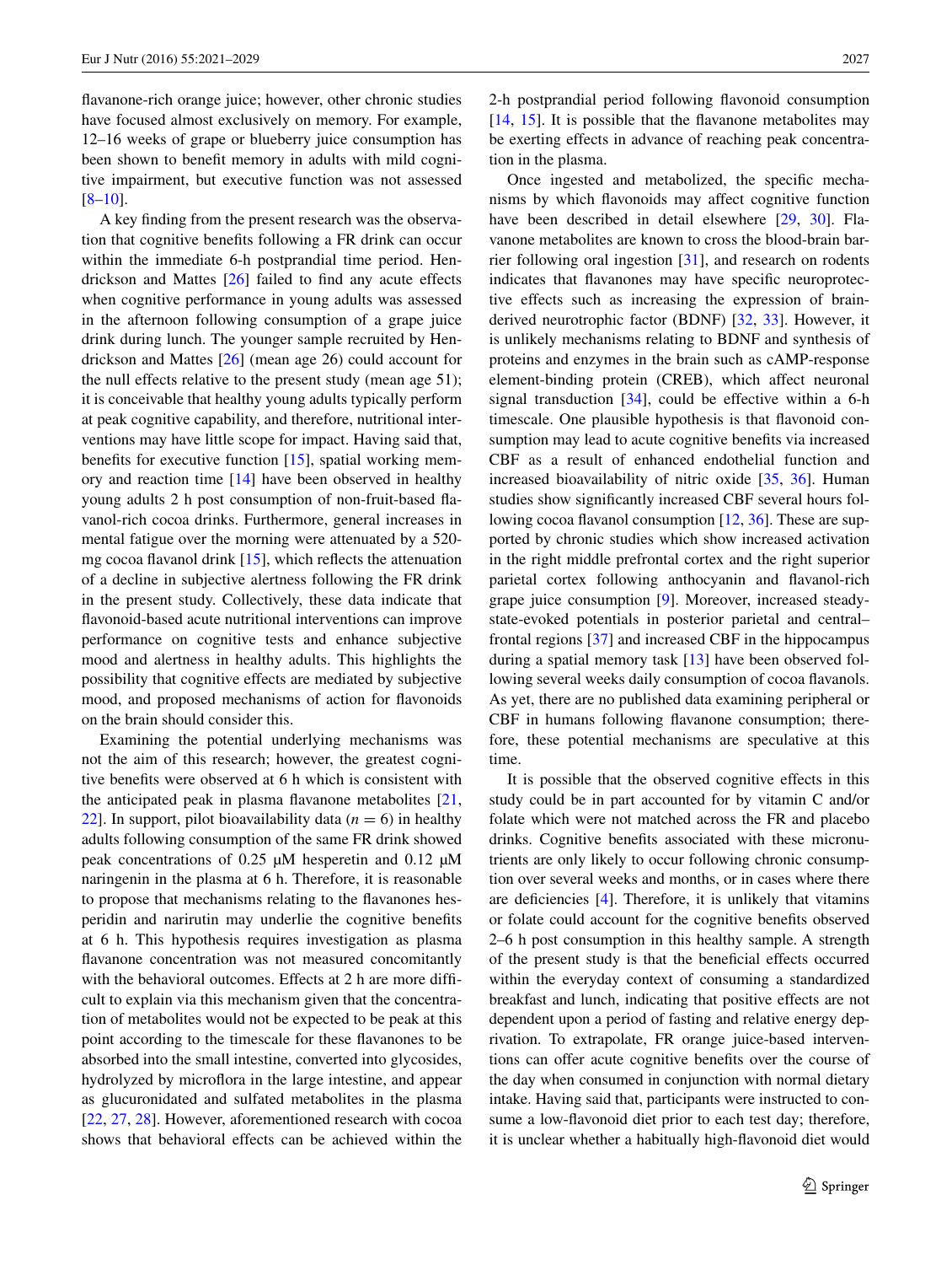flavanone-rich orange juice; however, other chronic studies have focused almost exclusively on memory. For example, 12–16 weeks of grape or blueberry juice consumption has been shown to benefit memory in adults with mild cognitive impairment, but executive function was not assessed [8–10].

A key finding from the present research was the observation that cognitive benefits following a FR drink can occur within the immediate 6-h postprandial time period. Hendrickson and Mattes [26] failed to find any acute effects when cognitive performance in young adults was assessed in the afternoon following consumption of a grape juice drink during lunch. The younger sample recruited by Hendrickson and Mattes [26] (mean age 26) could account for the null effects relative to the present study (mean age 51); it is conceivable that healthy young adults typically perform at peak cognitive capability, and therefore, nutritional interventions may have little scope for impact. Having said that, benefits for executive function [15], spatial working memory and reaction time [14] have been observed in healthy young adults 2 h post consumption of non-fruit-based flavanol-rich cocoa drinks. Furthermore, general increases in mental fatigue over the morning were attenuated by a 520-mg cocoa flavanol drink [15], which reflects the attenuation of a decline in subjective alertness following the FR drink in the present study. Collectively, these data indicate that flavonoid-based acute nutritional interventions can improve performance on cognitive tests and enhance subjective mood and alertness in healthy adults. This highlights the possibility that cognitive effects are mediated by subjective mood, and proposed mechanisms of action for flavonoids on the brain should consider this.

Examining the potential underlying mechanisms was not the aim of this research; however, the greatest cognitive benefits were observed at 6 h which is consistent with the anticipated peak in plasma flavanone metabolites [21, 22]. In support, pilot bioavailability data ($n = 6$) in healthy adults following consumption of the same FR drink showed peak concentrations of 0.25 µM hesperetin and 0.12 µM naringenin in the plasma at 6 h. Therefore, it is reasonable to propose that mechanisms relating to the flavanones hesperidin and narirutin may underlie the cognitive benefits at 6 h. This hypothesis requires investigation as plasma flavanone concentration was not measured concomitantly with the behavioral outcomes. Effects at 2 h are more difficult to explain via this mechanism given that the concentration of metabolites would not be expected to be peak at this point according to the timescale for these flavanones to be absorbed into the small intestine, converted into glycosides, hydrolyzed by microflora in the large intestine, and appear as glucuronidated and sulfated metabolites in the plasma [22, 27, 28]. However, aforementioned research with cocoa shows that behavioral effects can be achieved within the 2-h postprandial period following flavonoid consumption [14, 15]. It is possible that the flavanone metabolites may be exerting effects in advance of reaching peak concentration in the plasma.

Once ingested and metabolized, the specific mechanisms by which flavonoids may affect cognitive function have been described in detail elsewhere [29, 30]. Flavanone metabolites are known to cross the blood-brain barrier following oral ingestion [31], and research on rodents indicates that flavanones may have specific neuroprotective effects such as increasing the expression of brain-derived neurotrophic factor (BDNF) [32, 33]. However, it is unlikely mechanisms relating to BDNF and synthesis of proteins and enzymes in the brain such as cAMP-response element-binding protein (CREB), which affect neuronal signal transduction [34], could be effective within a 6-h timescale. One plausible hypothesis is that flavonoid consumption may lead to acute cognitive benefits via increased CBF as a result of enhanced endothelial function and increased bioavailability of nitric oxide [35, 36]. Human studies show significantly increased CBF several hours following cocoa flavanol consumption [12, 36]. These are supported by chronic studies which show increased activation in the right middle prefrontal cortex and the right superior parietal cortex following anthocyanin and flavanol-rich grape juice consumption [9]. Moreover, increased steady-state-evoked potentials in posterior parietal and central–frontal regions [37] and increased CBF in the hippocampus during a spatial memory task [13] have been observed following several weeks daily consumption of cocoa flavanols. As yet, there are no published data examining peripheral or CBF in humans following flavanone consumption; therefore, these potential mechanisms are speculative at this time.

It is possible that the observed cognitive effects in this study could be in part accounted for by vitamin C and/or folate which were not matched across the FR and placebo drinks. Cognitive benefits associated with these micronutrients are only likely to occur following chronic consumption over several weeks and months, or in cases where there are deficiencies [4]. Therefore, it is unlikely that vitamins or folate could account for the cognitive benefits observed 2–6 h post consumption in this healthy sample. A strength of the present study is that the beneficial effects occurred within the everyday context of consuming a standardized breakfast and lunch, indicating that positive effects are not dependent upon a period of fasting and relative energy deprivation. To extrapolate, FR orange juice-based interventions can offer acute cognitive benefits over the course of the day when consumed in conjunction with normal dietary intake. Having said that, participants were instructed to consume a low-flavonoid diet prior to each test day; therefore, it is unclear whether a habitually high-flavonoid diet would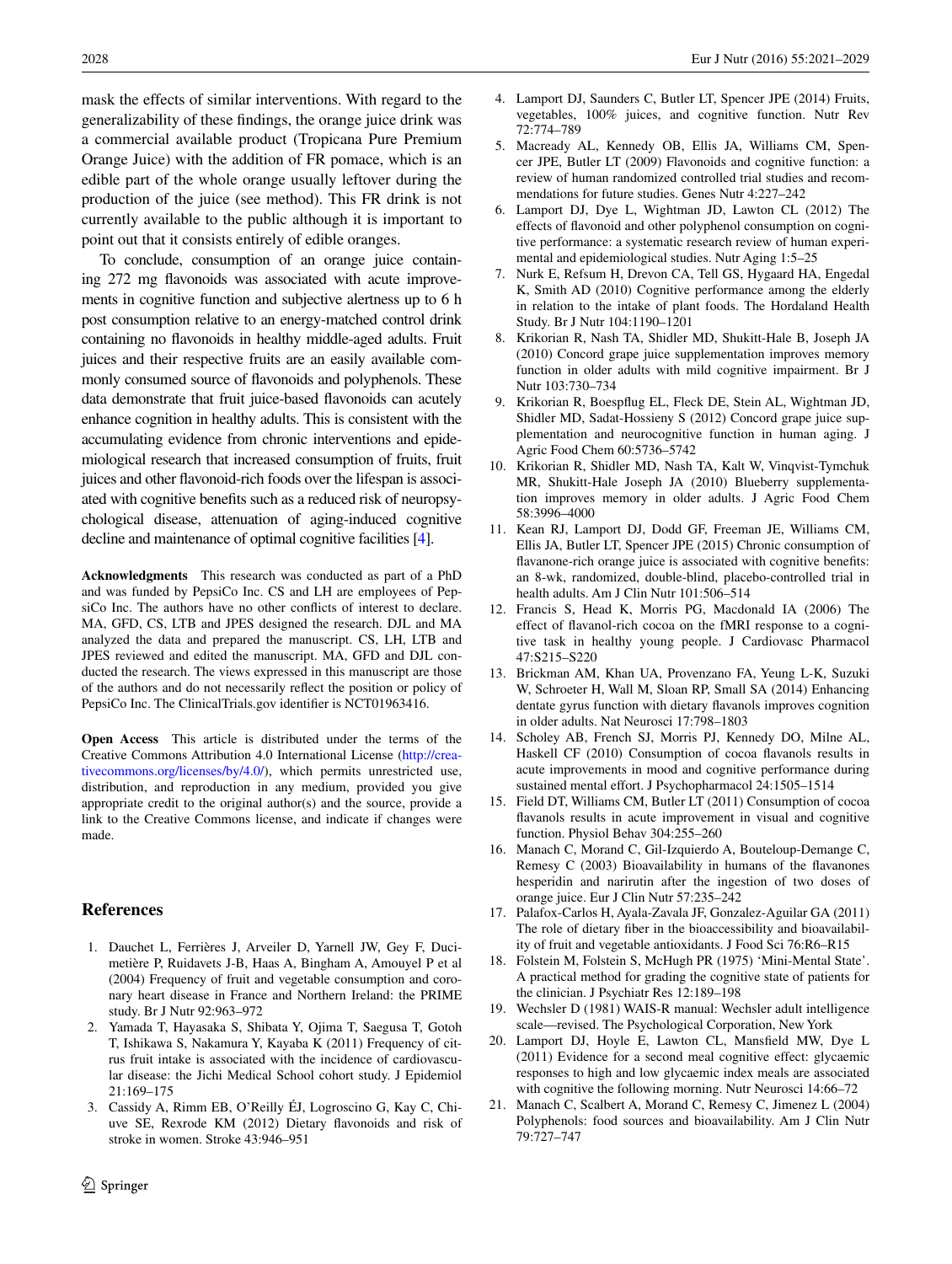mask the effects of similar interventions. With regard to the generalizability of these findings, the orange juice drink was a commercial available product (Tropicana Pure Premium Orange Juice) with the addition of FR pomace, which is an edible part of the whole orange usually leftover during the production of the juice (see method). This FR drink is not currently available to the public although it is important to point out that it consists entirely of edible oranges.

To conclude, consumption of an orange juice containing 272 mg flavonoids was associated with acute improvements in cognitive function and subjective alertness up to 6 h post consumption relative to an energy-matched control drink containing no flavonoids in healthy middle-aged adults. Fruit juices and their respective fruits are an easily available commonly consumed source of flavonoids and polyphenols. These data demonstrate that fruit juice-based flavonoids can acutely enhance cognition in healthy adults. This is consistent with the accumulating evidence from chronic interventions and epidemiological research that increased consumption of fruits, fruit juices and other flavonoid-rich foods over the lifespan is associated with cognitive benefits such as a reduced risk of neuropsychological disease, attenuation of aging-induced cognitive decline and maintenance of optimal cognitive facilities [4].

**Acknowledgments** This research was conducted as part of a PhD and was funded by PepsiCo Inc. CS and LH are employees of PepsiCo Inc. The authors have no other conflicts of interest to declare. MA, GFD, CS, LTB and JPES designed the research. DJL and MA analyzed the data and prepared the manuscript. CS, LH, LTB and JPES reviewed and edited the manuscript. MA, GFD and DJL conducted the research. The views expressed in this manuscript are those of the authors and do not necessarily reflect the position or policy of PepsiCo Inc. The ClinicalTrials.gov identifier is NCT01963416.

**Open Access** This article is distributed under the terms of the Creative Commons Attribution 4.0 International License (http://creativecommons.org/licenses/by/4.0/), which permits unrestricted use, distribution, and reproduction in any medium, provided you give appropriate credit to the original author(s) and the source, provide a link to the Creative Commons license, and indicate if changes were made.

## References

1. Dauchet L, Ferrières J, Arveiler D, Yarnell JW, Gey F, Ducimetière P, Ruidavets J-B, Haas A, Bingham A, Amouyel P et al (2004) Frequency of fruit and vegetable consumption and coronary heart disease in France and Northern Ireland: the PRIME study. Br J Nutr 92:963–972
2. Yamada T, Hayasaka S, Shibata Y, Ojima T, Saegusa T, Gotoh T, Ishikawa S, Nakamura Y, Kayaba K (2011) Frequency of citrus fruit intake is associated with the incidence of cardiovascular disease: the Jichi Medical School cohort study. J Epidemiol 21:169–175
3. Cassidy A, Rimm EB, O'Reilly ÉJ, Logroscino G, Kay C, Chiuve SE, Rexrode KM (2012) Dietary flavonoids and risk of stroke in women. Stroke 43:946–951
4. Lamport DJ, Saunders C, Butler LT, Spencer JPE (2014) Fruits, vegetables, 100% juices, and cognitive function. Nutr Rev 72:774–789
5. Macready AL, Kennedy OB, Ellis JA, Williams CM, Spencer JPE, Butler LT (2009) Flavonoids and cognitive function: a review of human randomized controlled trial studies and recommendations for future studies. Genes Nutr 4:227–242
6. Lamport DJ, Dye L, Wightman JD, Lawton CL (2012) The effects of flavonoid and other polyphenol consumption on cognitive performance: a systematic review of human experimental and epidemiological studies. Nutr Aging 1:5–25
7. Nurk E, Refsum H, Drevon CA, Tell GS, Hygaard HA, Engedal K, Smith AD (2010) Cognitive performance among the elderly in relation to the intake of plant foods. The Hordaland Health Study. Br J Nutr 104:1190–1201
8. Krikorian R, Nash TA, Shidler MD, Shukitt-Hale B, Joseph JA (2010) Concord grape juice supplementation improves memory function in older adults with mild cognitive impairment. Br J Nutr 103:730–734
9. Krikorian R, Boespflug EL, Fleck DE, Stein AL, Wightman JD, Shidler MD, Sadat-Hossieny S (2012) Concord grape juice supplementation and neurocognitive function in human aging. J Agric Food Chem 60:5736–5742
10. Krikorian R, Shidler MD, Nash TA, Kalt W, Vinqvist-Tymchuk MR, Shukitt-Hale Joseph JA (2010) Blueberry supplementation improves memory in older adults. J Agric Food Chem 58:3996–4000
11. Kean RJ, Lamport DJ, Dodd GF, Freeman JE, Williams CM, Ellis JA, Butler LT, Spencer JPE (2015) Chronic consumption of flavanone-rich orange juice is associated with cognitive benefits: an 8-wk, randomized, double-blind, placebo-controlled trial in health adults. Am J Clin Nutr 101:506–514
12. Francis S, Head K, Morris PG, Macdonald IA (2006) The effect of flavanol-rich cocoa on the fMRI response to a cognitive task in healthy young people. J Cardiovasc Pharmacol 47:S215–S220
13. Brickman AM, Khan UA, Provenzano FA, Yeung L-K, Suzuki W, Schroeter H, Wall M, Sloan RP, Small SA (2014) Enhancing dentate gyrus function with dietary flavanols improves cognition in older adults. Nat Neurosci 17:798–1803
14. Scholey AB, French SJ, Morris PJ, Kennedy DO, Milne AL, Haskell CF (2010) Consumption of cocoa flavanols results in acute improvements in mood and cognitive performance during sustained mental effort. J Psychopharmacol 24:1505–1514
15. Field DT, Williams CM, Butler LT (2011) Consumption of cocoa flavanols results in acute improvement in visual and cognitive function. Physiol Behav 304:255–260
16. Manach C, Morand C, Gil-Izquierdo A, Bouteloup-Demange C, Remesy C (2003) Bioavailability in humans of the flavanones hesperidin and narirutin after the ingestion of two doses of orange juice. Eur J Clin Nutr 57:235–242
17. Palafox-Carlos H, Ayala-Zavala JF, Gonzalez-Aguilar GA (2011) The role of dietary fiber in the bioaccessibility and bioavailability of fruit and vegetable antioxidants. J Food Sci 76:R6–R15
18. Folstein M, Folstein S, McHugh PR (1975) 'Mini-Mental State'. A practical method for grading the cognitive state of patients for the clinician. J Psychiatr Res 12:189–198
19. Wechsler D (1981) WAIS-R manual: Wechsler adult intelligence scale—revised. The Psychological Corporation, New York
20. Lamport DJ, Hoyle E, Lawton CL, Mansfield MW, Dye L (2011) Evidence for a second meal cognitive effect: glycaemic responses to high and low glycaemic index meals are associated with cognitive the following morning. Nutr Neurosci 14:66–72
21. Manach C, Scalbert A, Morand C, Remesy C, Jimenez L (2004) Polyphenols: food sources and bioavailability. Am J Clin Nutr 79:727–747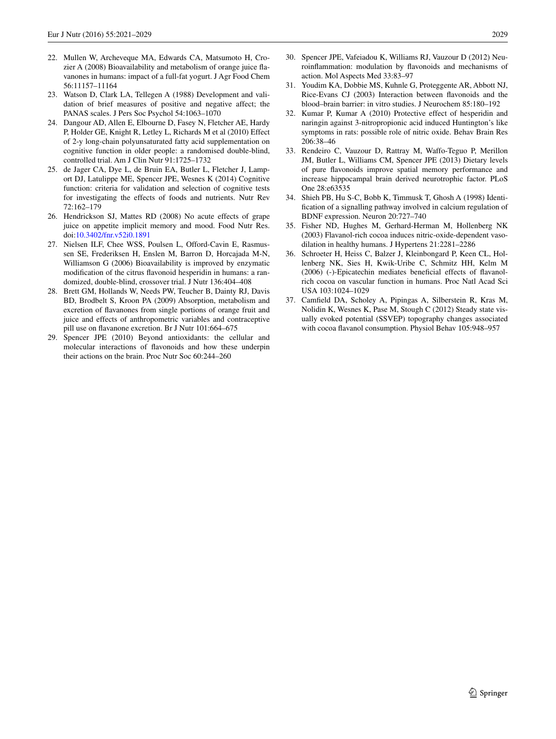22. Mullen W, Archeveque MA, Edwards CA, Matsumoto H, Crozier A (2008) Bioavailability and metabolism of orange juice flavanones in humans: impact of a full-fat yogurt. J Agr Food Chem 56:11157–11164
23. Watson D, Clark LA, Tellegen A (1988) Development and validation of brief measures of positive and negative affect; the PANAS scales. J Pers Soc Psychol 54:1063–1070
24. Dangour AD, Allen E, Elbourne D, Fasey N, Fletcher AE, Hardy P, Holder GE, Knight R, Letley L, Richards M et al (2010) Effect of 2-y long-chain polyunsaturated fatty acid supplementation on cognitive function in older people: a randomised double-blind, controlled trial. Am J Clin Nutr 91:1725–1732
25. de Jager CA, Dye L, de Bruin EA, Butler L, Fletcher J, Lamport DJ, Latulippe ME, Spencer JPE, Wesnes K (2014) Cognitive function: criteria for validation and selection of cognitive tests for investigating the effects of foods and nutrients. Nutr Rev 72:162–179
26. Hendrickson SJ, Mattes RD (2008) No acute effects of grape juice on appetite implicit memory and mood. Food Nutr Res. doi:10.3402/fnr.v52i0.1891
27. Nielsen ILF, Chee WSS, Poulsen L, Offord-Cavin E, Rasmussen SE, Frederiksen H, Enslen M, Barron D, Horcajada M-N, Williamson G (2006) Bioavailability is improved by enzymatic modification of the citrus flavonoid hesperidin in humans: a randomized, double-blind, crossover trial. J Nutr 136:404–408
28. Brett GM, Hollands W, Needs PW, Teucher B, Dainty RJ, Davis BD, Brodbelt S, Kroon PA (2009) Absorption, metabolism and excretion of flavanones from single portions of orange fruit and juice and effects of anthropometric variables and contraceptive pill use on flavanone excretion. Br J Nutr 101:664–675
29. Spencer JPE (2010) Beyond antioxidants: the cellular and molecular interactions of flavonoids and how these underpin their actions on the brain. Proc Nutr Soc 60:244–260
30. Spencer JPE, Vafeiadou K, Williams RJ, Vauzour D (2012) Neuroinflammation: modulation by flavonoids and mechanisms of action. Mol Aspects Med 33:83–97
31. Youdim KA, Dobbie MS, Kuhnle G, Proteggente AR, Abbott NJ, Rice-Evans CJ (2003) Interaction between flavonoids and the blood–brain barrier: in vitro studies. J Neurochem 85:180–192
32. Kumar P, Kumar A (2010) Protective effect of hesperidin and naringin against 3-nitropropionic acid induced Huntington's like symptoms in rats: possible role of nitric oxide. Behav Brain Res 206:38–46
33. Rendeiro C, Vauzour D, Rattray M, Waffo-Teguo P, Merillon JM, Butler L, Williams CM, Spencer JPE (2013) Dietary levels of pure flavonoids improve spatial memory performance and increase hippocampal brain derived neurotrophic factor. PLoS One 28:e63535
34. Shieh PB, Hu S-C, Bobb K, Timmusk T, Ghosh A (1998) Identification of a signalling pathway involved in calcium regulation of BDNF expression. Neuron 20:727–740
35. Fisher ND, Hughes M, Gerhard-Herman M, Hollenberg NK (2003) Flavanol-rich cocoa induces nitric-oxide-dependent vasodilation in healthy humans. J Hypertens 21:2281–2286
36. Schroeter H, Heiss C, Balzer J, Kleinbongard P, Keen CL, Hollenberg NK, Sies H, Kwik-Uribe C, Schmitz HH, Kelm M (2006) (-)-Epicatechin mediates beneficial effects of flavanol-rich cocoa on vascular function in humans. Proc Natl Acad Sci USA 103:1024–1029
37. Camfield DA, Scholey A, Pipingas A, Silberstein R, Kras M, Nolidin K, Wesnes K, Pase M, Stough C (2012) Steady state visually evoked potential (SSVEP) topography changes associated with cocoa flavanol consumption. Physiol Behav 105:948–957